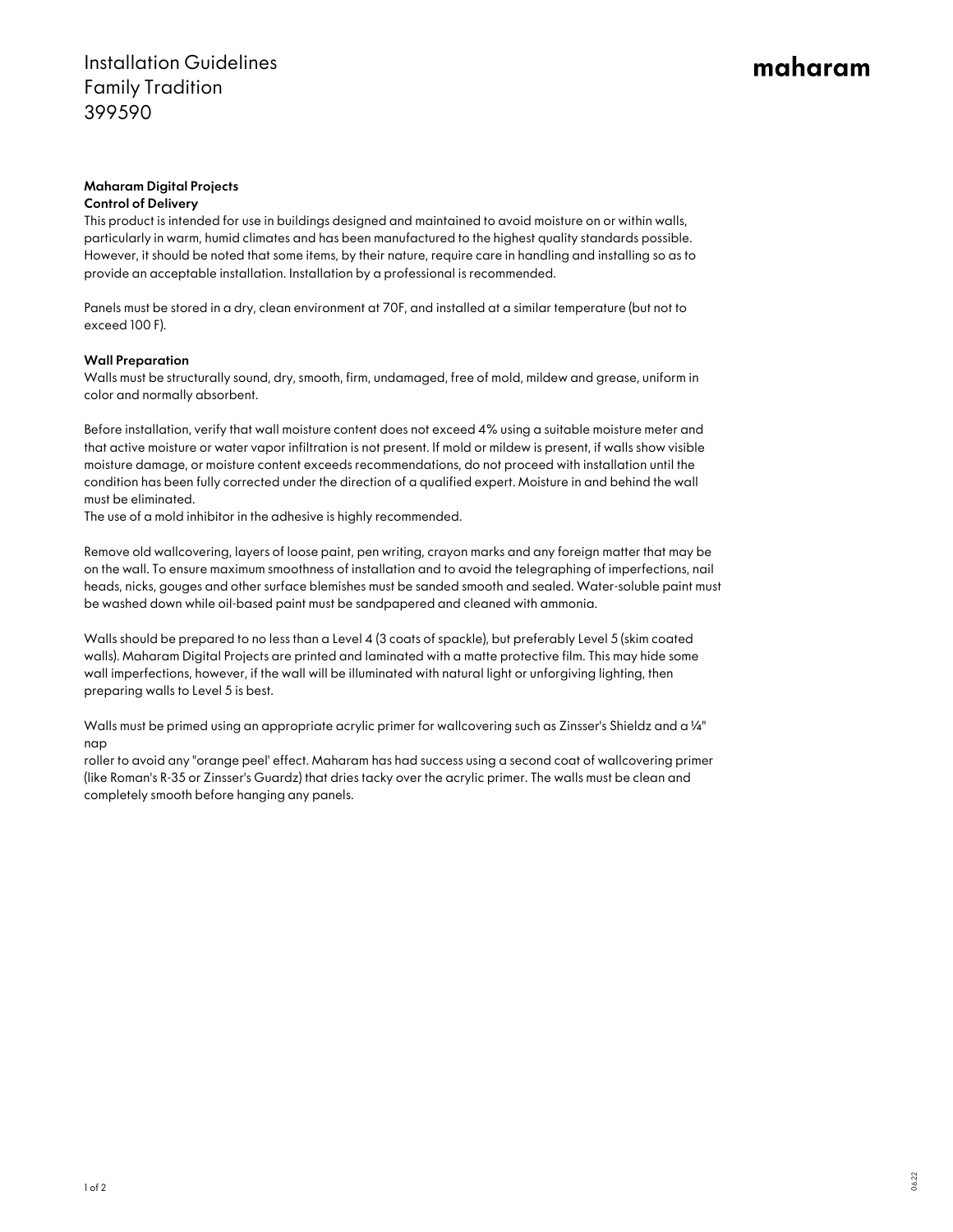# Installation Guidelines
# Family Tradition
# 399590

maharam

**Maharam Digital Projects**
**Control of Delivery**

This product is intended for use in buildings designed and maintained to avoid moisture on or within walls, particularly in warm, humid climates and has been manufactured to the highest quality standards possible. However, it should be noted that some items, by their nature, require care in handling and installing so as to provide an acceptable installation. Installation by a professional is recommended.

Panels must be stored in a dry, clean environment at 70F, and installed at a similar temperature (but not to exceed 100 F).

**Wall Preparation**

Walls must be structurally sound, dry, smooth, firm, undamaged, free of mold, mildew and grease, uniform in color and normally absorbent.

Before installation, verify that wall moisture content does not exceed 4% using a suitable moisture meter and that active moisture or water vapor infiltration is not present. If mold or mildew is present, if walls show visible moisture damage, or moisture content exceeds recommendations, do not proceed with installation until the condition has been fully corrected under the direction of a qualified expert. Moisture in and behind the wall must be eliminated.
The use of a mold inhibitor in the adhesive is highly recommended.

Remove old wallcovering, layers of loose paint, pen writing, crayon marks and any foreign matter that may be on the wall. To ensure maximum smoothness of installation and to avoid the telegraphing of imperfections, nail heads, nicks, gouges and other surface blemishes must be sanded smooth and sealed. Water-soluble paint must be washed down while oil-based paint must be sandpapered and cleaned with ammonia.

Walls should be prepared to no less than a Level 4 (3 coats of spackle), but preferably Level 5 (skim coated walls). Maharam Digital Projects are printed and laminated with a matte protective film. This may hide some wall imperfections, however, if the wall will be illuminated with natural light or unforgiving lighting, then preparing walls to Level 5 is best.

Walls must be primed using an appropriate acrylic primer for wallcovering such as Zinsser's Shieldz and a ¼" nap
roller to avoid any "orange peel' effect. Maharam has had success using a second coat of wallcovering primer (like Roman's R-35 or Zinsser's Guardz) that dries tacky over the acrylic primer. The walls must be clean and completely smooth before hanging any panels.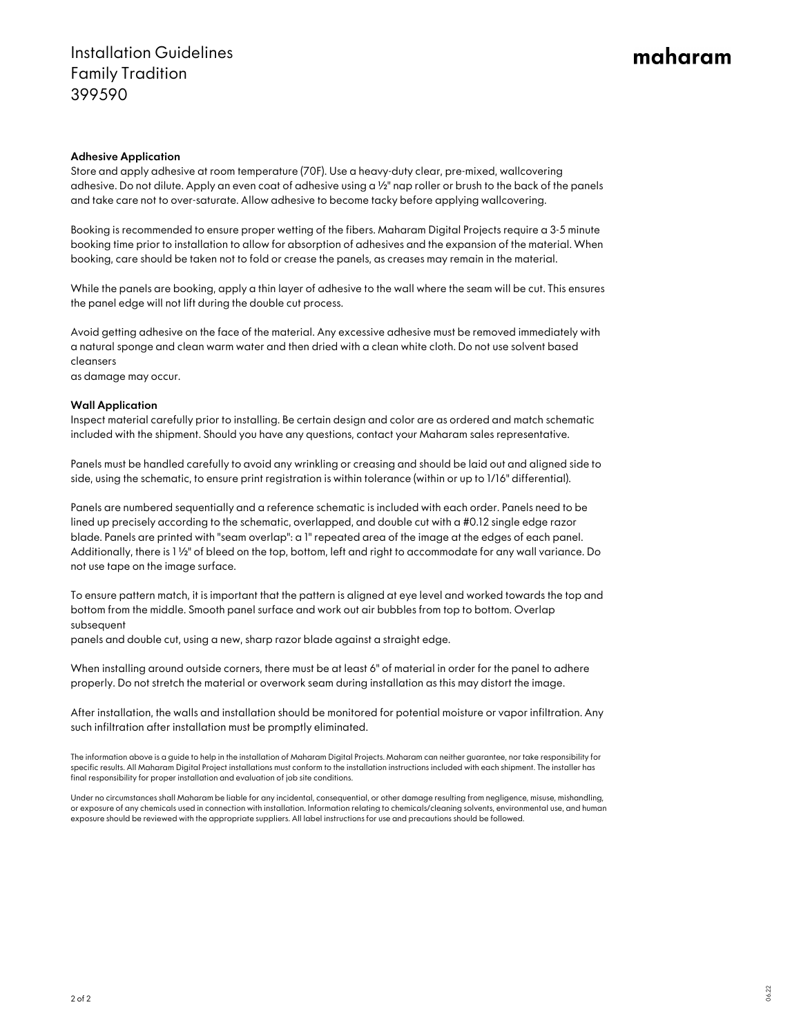# Installation Guidelines
# Family Tradition
# 399590

maharam

**Adhesive Application**

Store and apply adhesive at room temperature (70F). Use a heavy-duty clear, pre-mixed, wallcovering adhesive. Do not dilute. Apply an even coat of adhesive using a ½" nap roller or brush to the back of the panels and take care not to over-saturate. Allow adhesive to become tacky before applying wallcovering.

Booking is recommended to ensure proper wetting of the fibers. Maharam Digital Projects require a 3-5 minute booking time prior to installation to allow for absorption of adhesives and the expansion of the material. When booking, care should be taken not to fold or crease the panels, as creases may remain in the material.

While the panels are booking, apply a thin layer of adhesive to the wall where the seam will be cut. This ensures the panel edge will not lift during the double cut process.

Avoid getting adhesive on the face of the material. Any excessive adhesive must be removed immediately with a natural sponge and clean warm water and then dried with a clean white cloth. Do not use solvent based cleansers
as damage may occur.

**Wall Application**

Inspect material carefully prior to installing. Be certain design and color are as ordered and match schematic included with the shipment. Should you have any questions, contact your Maharam sales representative.

Panels must be handled carefully to avoid any wrinkling or creasing and should be laid out and aligned side to side, using the schematic, to ensure print registration is within tolerance (within or up to 1/16" differential).

Panels are numbered sequentially and a reference schematic is included with each order. Panels need to be lined up precisely according to the schematic, overlapped, and double cut with a #0.12 single edge razor blade. Panels are printed with "seam overlap": a 1" repeated area of the image at the edges of each panel. Additionally, there is 1 ½" of bleed on the top, bottom, left and right to accommodate for any wall variance. Do not use tape on the image surface.

To ensure pattern match, it is important that the pattern is aligned at eye level and worked towards the top and bottom from the middle. Smooth panel surface and work out air bubbles from top to bottom. Overlap subsequent
panels and double cut, using a new, sharp razor blade against a straight edge.

When installing around outside corners, there must be at least 6" of material in order for the panel to adhere properly. Do not stretch the material or overwork seam during installation as this may distort the image.

After installation, the walls and installation should be monitored for potential moisture or vapor infiltration. Any such infiltration after installation must be promptly eliminated.

The information above is a guide to help in the installation of Maharam Digital Projects. Maharam can neither guarantee, nor take responsibility for specific results. All Maharam Digital Project installations must conform to the installation instructions included with each shipment. The installer has final responsibility for proper installation and evaluation of job site conditions.

Under no circumstances shall Maharam be liable for any incidental, consequential, or other damage resulting from negligence, misuse, mishandling, or exposure of any chemicals used in connection with installation. Information relating to chemicals/cleaning solvents, environmental use, and human exposure should be reviewed with the appropriate suppliers. All label instructions for use and precautions should be followed.